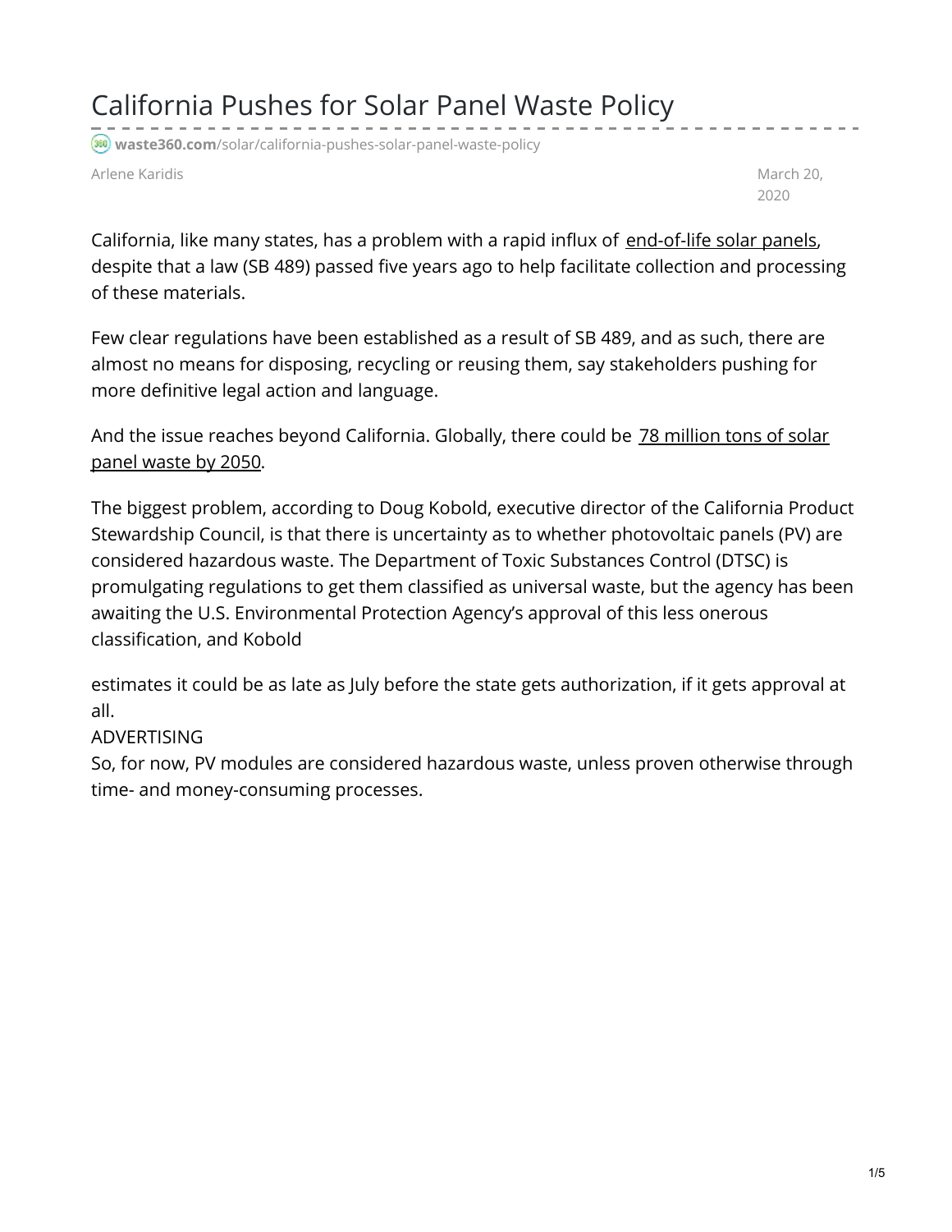# California Pushes for Solar Panel Waste Policy

waste360.com/solar/california-pushes-solar-panel-waste-policy

Arlene Karidis

March 20, 2020

California, like many states, has a problem with a rapid influx of end-of-life solar panels, despite that a law (SB 489) passed five years ago to help facilitate collection and processing of these materials.

Few clear regulations have been established as a result of SB 489, and as such, there are almost no means for disposing, recycling or reusing them, say stakeholders pushing for more definitive legal action and language.

And the issue reaches beyond California. Globally, there could be 78 million tons of solar panel waste by 2050.

The biggest problem, according to Doug Kobold, executive director of the California Product Stewardship Council, is that there is uncertainty as to whether photovoltaic panels (PV) are considered hazardous waste. The Department of Toxic Substances Control (DTSC) is promulgating regulations to get them classified as universal waste, but the agency has been awaiting the U.S. Environmental Protection Agency's approval of this less onerous classification, and Kobold estimates it could be as late as July before the state gets authorization, if it gets approval at all.

ADVERTISING

So, for now, PV modules are considered hazardous waste, unless proven otherwise through time- and money-consuming processes.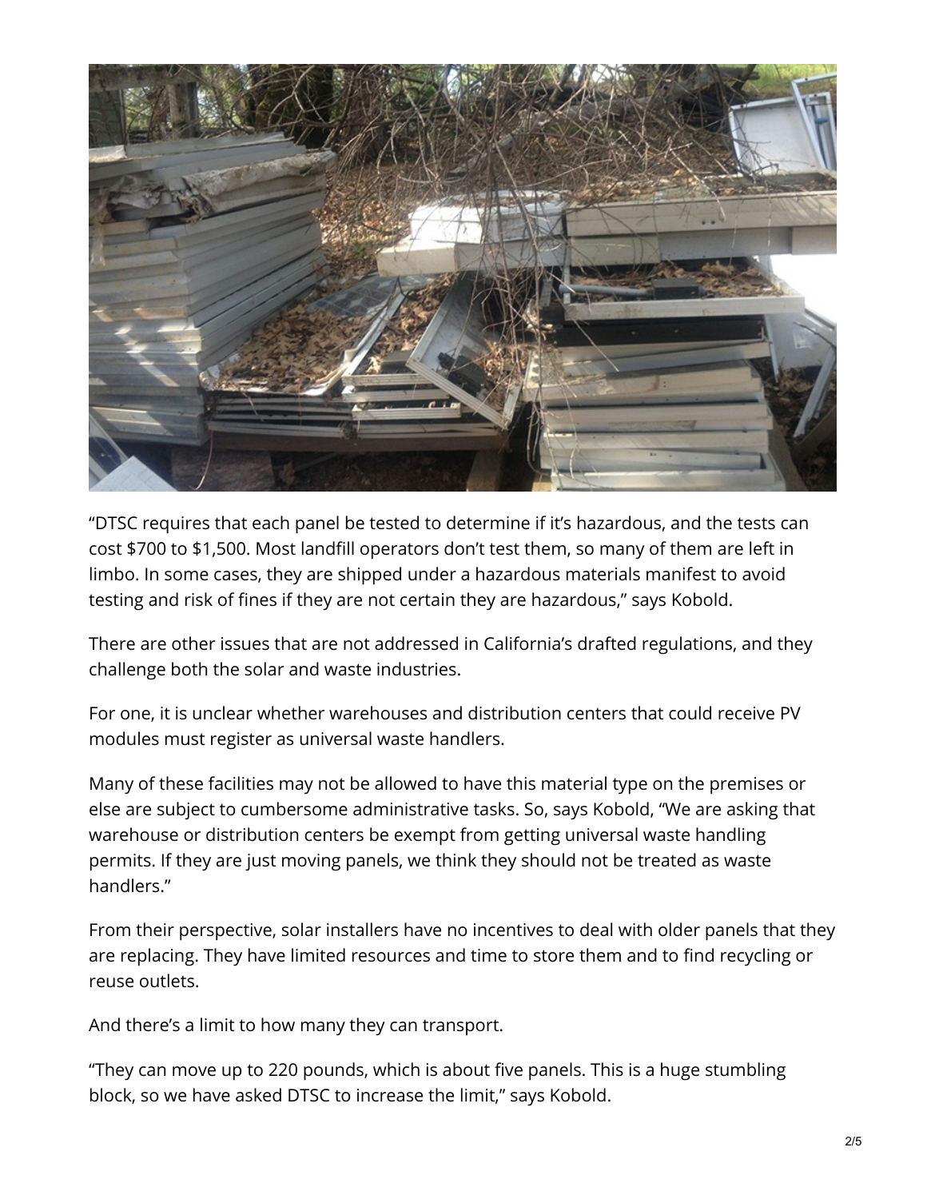“DTSC requires that each panel be tested to determine if it’s hazardous, and the tests can cost $700 to $1,500. Most landfill operators don’t test them, so many of them are left in limbo. In some cases, they are shipped under a hazardous materials manifest to avoid testing and risk of fines if they are not certain they are hazardous,” says Kobold.

There are other issues that are not addressed in California’s drafted regulations, and they challenge both the solar and waste industries.

For one, it is unclear whether warehouses and distribution centers that could receive PV modules must register as universal waste handlers.

Many of these facilities may not be allowed to have this material type on the premises or else are subject to cumbersome administrative tasks. So, says Kobold, “We are asking that warehouse or distribution centers be exempt from getting universal waste handling permits. If they are just moving panels, we think they should not be treated as waste handlers.”

From their perspective, solar installers have no incentives to deal with older panels that they are replacing. They have limited resources and time to store them and to find recycling or reuse outlets.

And there’s a limit to how many they can transport.

“They can move up to 220 pounds, which is about five panels. This is a huge stumbling block, so we have asked DTSC to increase the limit,” says Kobold.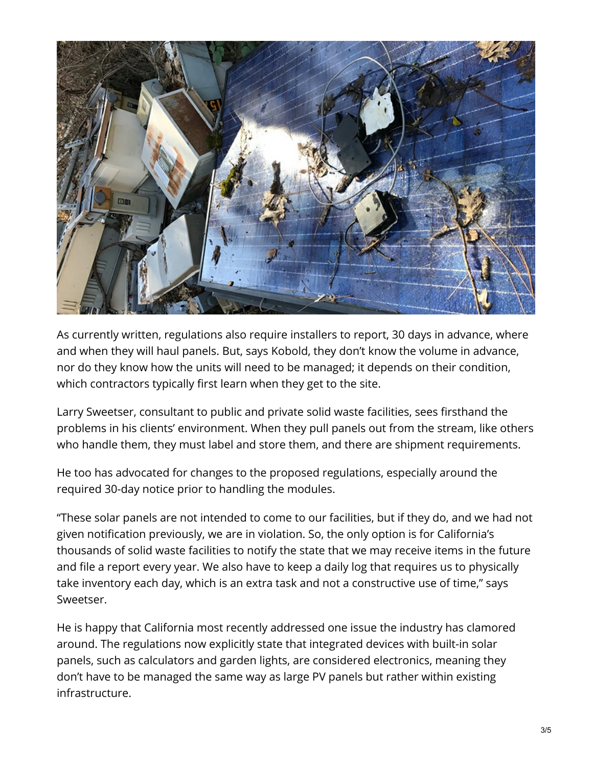As currently written, regulations also require installers to report, 30 days in advance, where and when they will haul panels. But, says Kobold, they don't know the volume in advance, nor do they know how the units will need to be managed; it depends on their condition, which contractors typically first learn when they get to the site.

Larry Sweetser, consultant to public and private solid waste facilities, sees firsthand the problems in his clients' environment. When they pull panels out from the stream, like others who handle them, they must label and store them, and there are shipment requirements.

He too has advocated for changes to the proposed regulations, especially around the required 30-day notice prior to handling the modules.

"These solar panels are not intended to come to our facilities, but if they do, and we had not given notification previously, we are in violation. So, the only option is for California's thousands of solid waste facilities to notify the state that we may receive items in the future and file a report every year. We also have to keep a daily log that requires us to physically take inventory each day, which is an extra task and not a constructive use of time," says Sweetser.

He is happy that California most recently addressed one issue the industry has clamored around. The regulations now explicitly state that integrated devices with built-in solar panels, such as calculators and garden lights, are considered electronics, meaning they don't have to be managed the same way as large PV panels but rather within existing infrastructure.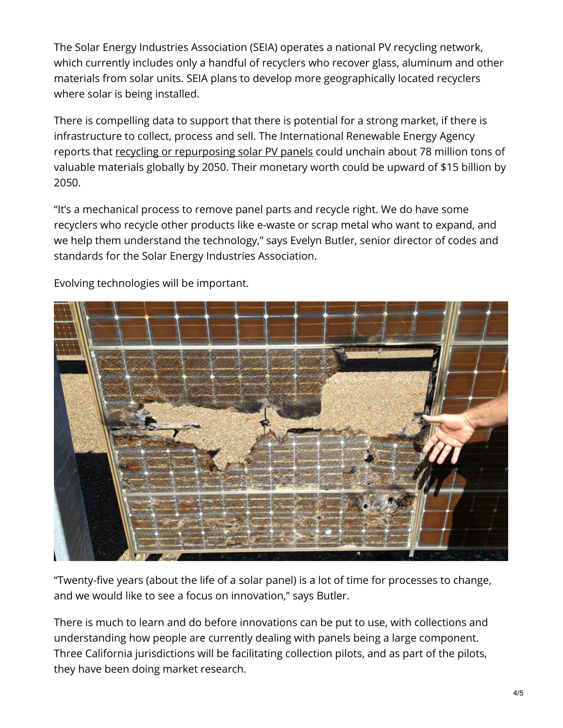The Solar Energy Industries Association (SEIA) operates a national PV recycling network, which currently includes only a handful of recyclers who recover glass, aluminum and other materials from solar units. SEIA plans to develop more geographically located recyclers where solar is being installed.

There is compelling data to support that there is potential for a strong market, if there is infrastructure to collect, process and sell. The International Renewable Energy Agency reports that recycling or repurposing solar PV panels could unchain about 78 million tons of valuable materials globally by 2050. Their monetary worth could be upward of $15 billion by 2050.

"It's a mechanical process to remove panel parts and recycle right. We do have some recyclers who recycle other products like e-waste or scrap metal who want to expand, and we help them understand the technology," says Evelyn Butler, senior director of codes and standards for the Solar Energy Industries Association.

Evolving technologies will be important.

"Twenty-five years (about the life of a solar panel) is a lot of time for processes to change, and we would like to see a focus on innovation," says Butler.

There is much to learn and do before innovations can be put to use, with collections and understanding how people are currently dealing with panels being a large component. Three California jurisdictions will be facilitating collection pilots, and as part of the pilots, they have been doing market research.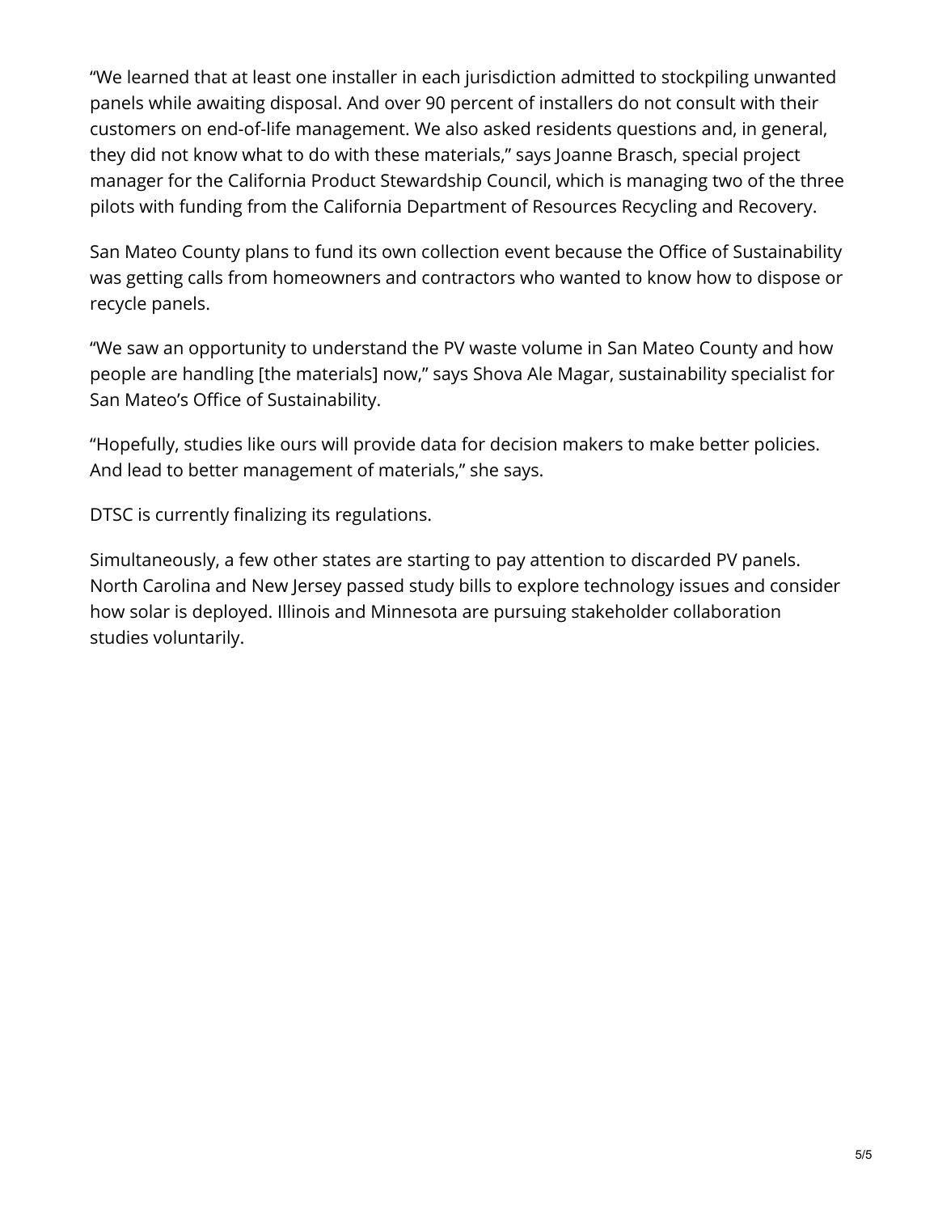"We learned that at least one installer in each jurisdiction admitted to stockpiling unwanted panels while awaiting disposal. And over 90 percent of installers do not consult with their customers on end-of-life management. We also asked residents questions and, in general, they did not know what to do with these materials," says Joanne Brasch, special project manager for the California Product Stewardship Council, which is managing two of the three pilots with funding from the California Department of Resources Recycling and Recovery.

San Mateo County plans to fund its own collection event because the Office of Sustainability was getting calls from homeowners and contractors who wanted to know how to dispose or recycle panels.

"We saw an opportunity to understand the PV waste volume in San Mateo County and how people are handling [the materials] now," says Shova Ale Magar, sustainability specialist for San Mateo's Office of Sustainability.

"Hopefully, studies like ours will provide data for decision makers to make better policies. And lead to better management of materials," she says.

DTSC is currently finalizing its regulations.

Simultaneously, a few other states are starting to pay attention to discarded PV panels. North Carolina and New Jersey passed study bills to explore technology issues and consider how solar is deployed. Illinois and Minnesota are pursuing stakeholder collaboration studies voluntarily.